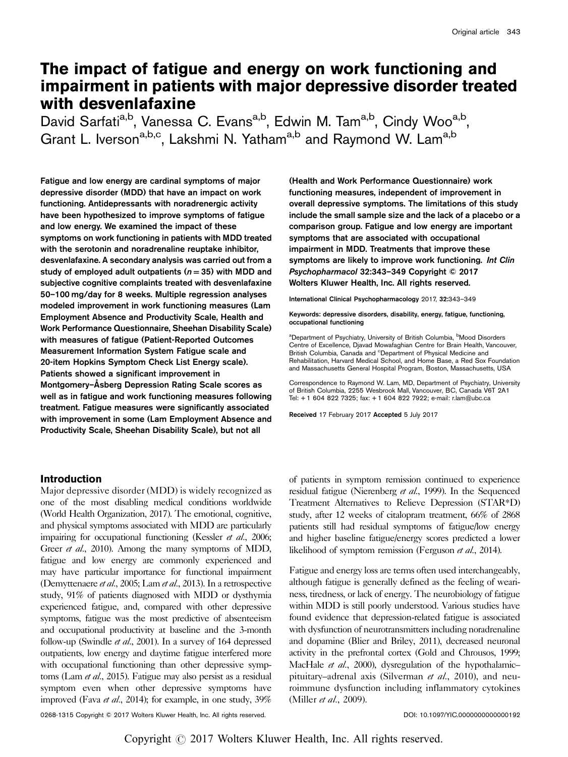# The impact of fatigue and energy on work functioning and impairment in patients with major depressive disorder treated with desvenlafaxine

David Sarfati[a,b], Vanessa C. Evans[a,b], Edwin M. Tam[a,b], Cindy Woo[a,b], Grant L. Iverson[a,b,c], Lakshmi N. Yatham[a,b] and Raymond W. Lam[a,b]

**Fatigue and low energy are cardinal symptoms of major depressive disorder (MDD) that have an impact on work functioning. Antidepressants with noradrenergic activity have been hypothesized to improve symptoms of fatigue and low energy. We examined the impact of these symptoms on work functioning in patients with MDD treated with the serotonin and noradrenaline reuptake inhibitor, desvenlafaxine. A secondary analysis was carried out from a study of employed adult outpatients ($n = 35$) with MDD and subjective cognitive complaints treated with desvenlafaxine 50–100 mg/day for 8 weeks. Multiple regression analyses modeled improvement in work functioning measures (Lam Employment Absence and Productivity Scale, Health and Work Performance Questionnaire, Sheehan Disability Scale) with measures of fatigue (Patient-Reported Outcomes Measurement Information System Fatigue scale and 20-item Hopkins Symptom Check List Energy scale). Patients showed a significant improvement in Montgomery–Åsberg Depression Rating Scale scores as well as in fatigue and work functioning measures following treatment. Fatigue measures were significantly associated with improvement in some (Lam Employment Absence and Productivity Scale, Sheehan Disability Scale), but not all (Health and Work Performance Questionnaire) work functioning measures, independent of improvement in overall depressive symptoms. The limitations of this study include the small sample size and the lack of a placebo or a comparison group. Fatigue and low energy are important symptoms that are associated with occupational impairment in MDD. Treatments that improve these symptoms are likely to improve work functioning.** ***Int Clin Psychopharmacol*** **32:343–349 Copyright © 2017 Wolters Kluwer Health, Inc. All rights reserved.**

International Clinical Psychopharmacology 2017, 32:343–349

Keywords: depressive disorders, disability, energy, fatigue, functioning, occupational functioning

[a]Department of Psychiatry, University of British Columbia, [b]Mood Disorders Centre of Excellence, Djavad Mowafaghian Centre for Brain Health, Vancouver, British Columbia, Canada and [c]Department of Physical Medicine and Rehabilitation, Harvard Medical School, and Home Base, a Red Sox Foundation and Massachusetts General Hospital Program, Boston, Massachusetts, USA

Correspondence to Raymond W. Lam, MD, Department of Psychiatry, University of British Columbia, 2255 Wesbrook Mall, Vancouver, BC, Canada V6T 2A1
Tel: +1 604 822 7325; fax: +1 604 822 7922; e-mail: r.lam@ubc.ca

Received 17 February 2017 Accepted 5 July 2017

## Introduction

Major depressive disorder (MDD) is widely recognized as one of the most disabling medical conditions worldwide (World Health Organization, 2017). The emotional, cognitive, and physical symptoms associated with MDD are particularly impairing for occupational functioning (Kessler *et al.*, 2006; Greer *et al.*, 2010). Among the many symptoms of MDD, fatigue and low energy are commonly experienced and may have particular importance for functional impairment (Demyttenaere *et al.*, 2005; Lam *et al.*, 2013). In a retrospective study, 91% of patients diagnosed with MDD or dysthymia experienced fatigue, and, compared with other depressive symptoms, fatigue was the most predictive of absenteeism and occupational productivity at baseline and the 3-month follow-up (Swindle *et al.*, 2001). In a survey of 164 depressed outpatients, low energy and daytime fatigue interfered more with occupational functioning than other depressive symptoms (Lam *et al.*, 2015). Fatigue may also persist as a residual symptom even when other depressive symptoms have improved (Fava *et al.*, 2014); for example, in one study, 39% of patients in symptom remission continued to experience residual fatigue (Nierenberg *et al.*, 1999). In the Sequenced Treatment Alternatives to Relieve Depression (STAR*D) study, after 12 weeks of citalopram treatment, 66% of 2868 patients still had residual symptoms of fatigue/low energy and higher baseline fatigue/energy scores predicted a lower likelihood of symptom remission (Ferguson *et al.*, 2014).

Fatigue and energy loss are terms often used interchangeably, although fatigue is generally defined as the feeling of weariness, tiredness, or lack of energy. The neurobiology of fatigue within MDD is still poorly understood. Various studies have found evidence that depression-related fatigue is associated with dysfunction of neurotransmitters including noradrenaline and dopamine (Blier and Briley, 2011), decreased neuronal activity in the prefrontal cortex (Gold and Chrousos, 1999; MacHale *et al.*, 2000), dysregulation of the hypothalamic–pituitary–adrenal axis (Silverman *et al.*, 2010), and neuroimmune dysfunction including inflammatory cytokines (Miller *et al.*, 2009).

0268-1315 Copyright © 2017 Wolters Kluwer Health, Inc. All rights reserved. DOI: 10.1097/YIC.0000000000000192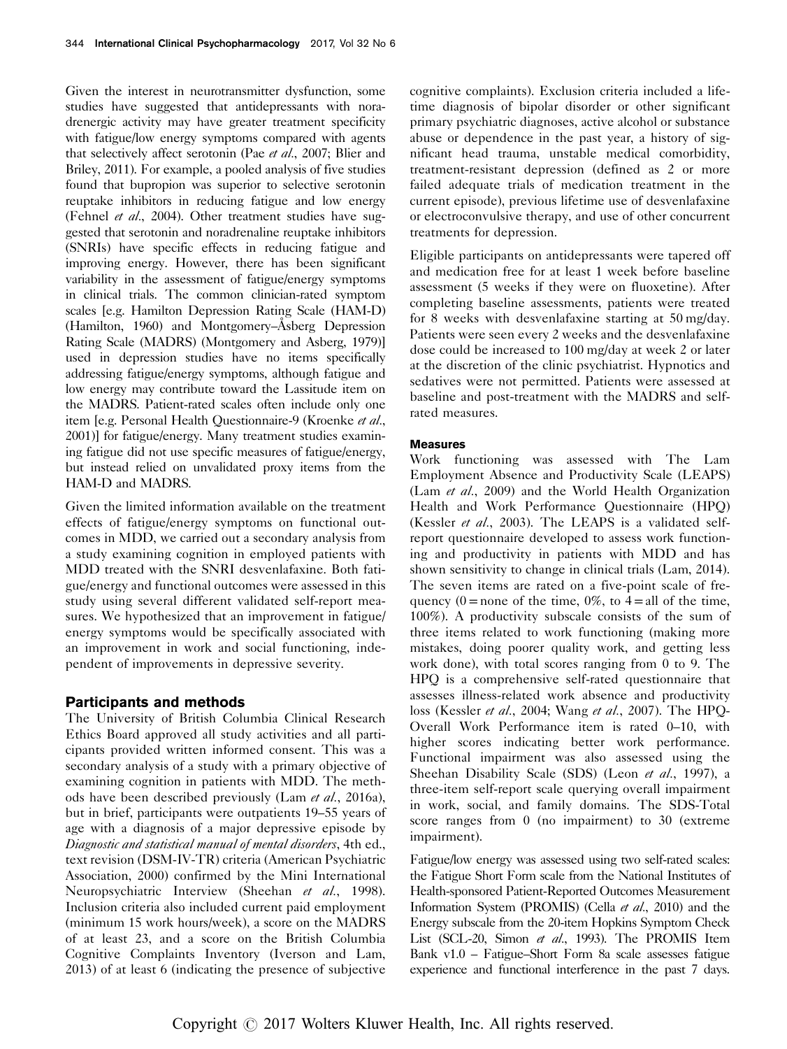Given the interest in neurotransmitter dysfunction, some studies have suggested that antidepressants with noradrenergic activity may have greater treatment specificity with fatigue/low energy symptoms compared with agents that selectively affect serotonin (Pae *et al.*, 2007; Blier and Briley, 2011). For example, a pooled analysis of five studies found that bupropion was superior to selective serotonin reuptake inhibitors in reducing fatigue and low energy (Fehnel *et al.*, 2004). Other treatment studies have suggested that serotonin and noradrenaline reuptake inhibitors (SNRIs) have specific effects in reducing fatigue and improving energy. However, there has been significant variability in the assessment of fatigue/energy symptoms in clinical trials. The common clinician-rated symptom scales [e.g. Hamilton Depression Rating Scale (HAM-D) (Hamilton, 1960) and Montgomery–Åsberg Depression Rating Scale (MADRS) (Montgomery and Asberg, 1979)] used in depression studies have no items specifically addressing fatigue/energy symptoms, although fatigue and low energy may contribute toward the Lassitude item on the MADRS. Patient-rated scales often include only one item [e.g. Personal Health Questionnaire-9 (Kroenke *et al.*, 2001)] for fatigue/energy. Many treatment studies examining fatigue did not use specific measures of fatigue/energy, but instead relied on unvalidated proxy items from the HAM-D and MADRS.

Given the limited information available on the treatment effects of fatigue/energy symptoms on functional outcomes in MDD, we carried out a secondary analysis from a study examining cognition in employed patients with MDD treated with the SNRI desvenlafaxine. Both fatigue/energy and functional outcomes were assessed in this study using several different validated self-report measures. We hypothesized that an improvement in fatigue/energy symptoms would be specifically associated with an improvement in work and social functioning, independent of improvements in depressive severity.

## Participants and methods

The University of British Columbia Clinical Research Ethics Board approved all study activities and all participants provided written informed consent. This was a secondary analysis of a study with a primary objective of examining cognition in patients with MDD. The methods have been described previously (Lam *et al.*, 2016a), but in brief, participants were outpatients 19–55 years of age with a diagnosis of a major depressive episode by *Diagnostic and statistical manual of mental disorders*, 4th ed., text revision (DSM-IV-TR) criteria (American Psychiatric Association, 2000) confirmed by the Mini International Neuropsychiatric Interview (Sheehan *et al.*, 1998). Inclusion criteria also included current paid employment (minimum 15 work hours/week), a score on the MADRS of at least 23, and a score on the British Columbia Cognitive Complaints Inventory (Iverson and Lam, 2013) of at least 6 (indicating the presence of subjective cognitive complaints). Exclusion criteria included a lifetime diagnosis of bipolar disorder or other significant primary psychiatric diagnoses, active alcohol or substance abuse or dependence in the past year, a history of significant head trauma, unstable medical comorbidity, treatment-resistant depression (defined as 2 or more failed adequate trials of medication treatment in the current episode), previous lifetime use of desvenlafaxine or electroconvulsive therapy, and use of other concurrent treatments for depression.

Eligible participants on antidepressants were tapered off and medication free for at least 1 week before baseline assessment (5 weeks if they were on fluoxetine). After completing baseline assessments, patients were treated for 8 weeks with desvenlafaxine starting at 50 mg/day. Patients were seen every 2 weeks and the desvenlafaxine dose could be increased to 100 mg/day at week 2 or later at the discretion of the clinic psychiatrist. Hypnotics and sedatives were not permitted. Patients were assessed at baseline and post-treatment with the MADRS and self-rated measures.

### Measures

Work functioning was assessed with The Lam Employment Absence and Productivity Scale (LEAPS) (Lam *et al.*, 2009) and the World Health Organization Health and Work Performance Questionnaire (HPQ) (Kessler *et al.*, 2003). The LEAPS is a validated self-report questionnaire developed to assess work functioning and productivity in patients with MDD and has shown sensitivity to change in clinical trials (Lam, 2014). The seven items are rated on a five-point scale of frequency (0 = none of the time, 0%, to 4 = all of the time, 100%). A productivity subscale consists of the sum of three items related to work functioning (making more mistakes, doing poorer quality work, and getting less work done), with total scores ranging from 0 to 9. The HPQ is a comprehensive self-rated questionnaire that assesses illness-related work absence and productivity loss (Kessler *et al.*, 2004; Wang *et al.*, 2007). The HPQ-Overall Work Performance item is rated 0–10, with higher scores indicating better work performance. Functional impairment was also assessed using the Sheehan Disability Scale (SDS) (Leon *et al.*, 1997), a three-item self-report scale querying overall impairment in work, social, and family domains. The SDS-Total score ranges from 0 (no impairment) to 30 (extreme impairment).

Fatigue/low energy was assessed using two self-rated scales: the Fatigue Short Form scale from the National Institutes of Health-sponsored Patient-Reported Outcomes Measurement Information System (PROMIS) (Cella *et al.*, 2010) and the Energy subscale from the 20-item Hopkins Symptom Check List (SCL-20, Simon *et al.*, 1993). The PROMIS Item Bank v1.0 – Fatigue–Short Form 8a scale assesses fatigue experience and functional interference in the past 7 days.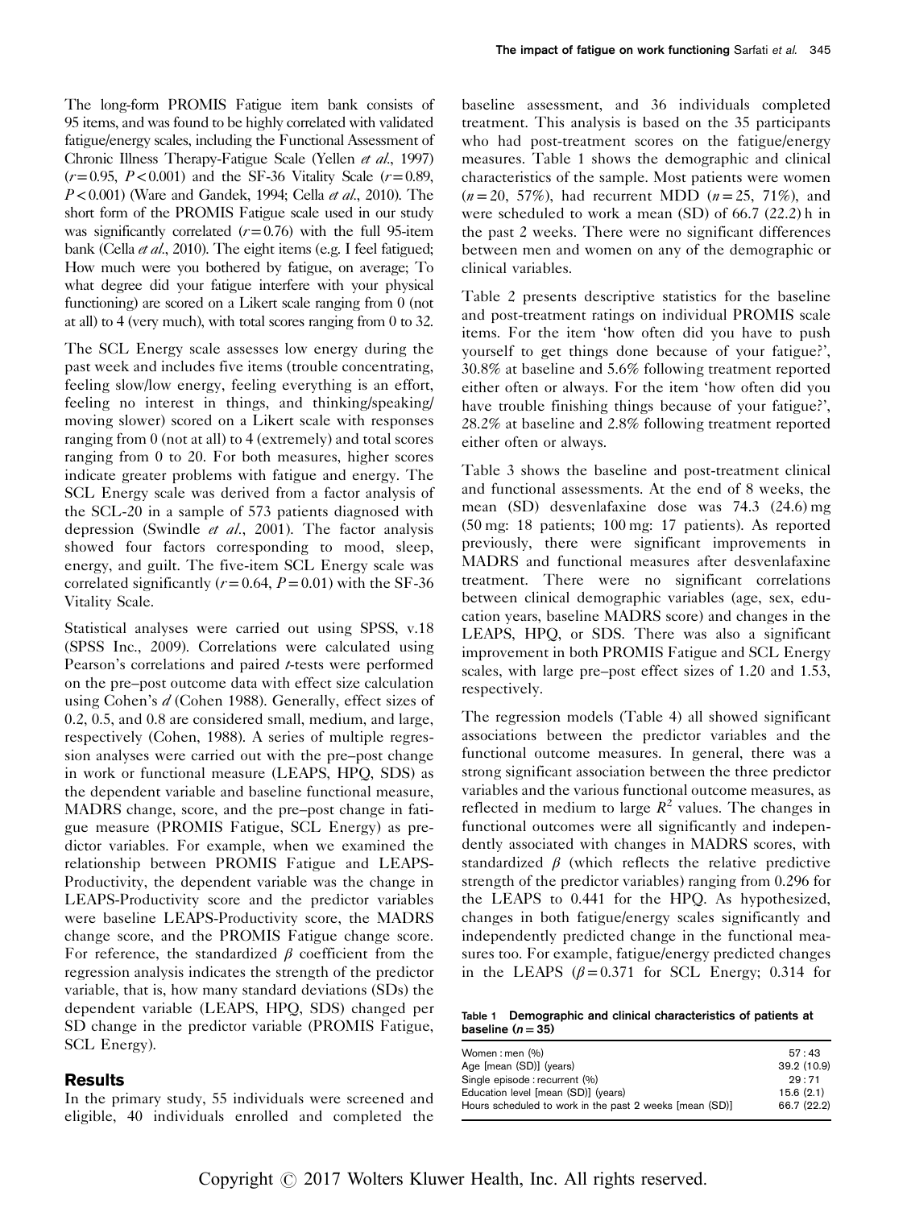The long-form PROMIS Fatigue item bank consists of 95 items, and was found to be highly correlated with validated fatigue/energy scales, including the Functional Assessment of Chronic Illness Therapy-Fatigue Scale (Yellen *et al.*, 1997) ($r = 0.95$, $P < 0.001$) and the SF-36 Vitality Scale ($r = 0.89$, $P < 0.001$) (Ware and Gandek, 1994; Cella *et al.*, 2010). The short form of the PROMIS Fatigue scale used in our study was significantly correlated ($r = 0.76$) with the full 95-item bank (Cella *et al.*, 2010). The eight items (e.g. I feel fatigued; How much were you bothered by fatigue, on average; To what degree did your fatigue interfere with your physical functioning) are scored on a Likert scale ranging from 0 (not at all) to 4 (very much), with total scores ranging from 0 to 32.

The SCL Energy scale assesses low energy during the past week and includes five items (trouble concentrating, feeling slow/low energy, feeling everything is an effort, feeling no interest in things, and thinking/speaking/moving slower) scored on a Likert scale with responses ranging from 0 (not at all) to 4 (extremely) and total scores ranging from 0 to 20. For both measures, higher scores indicate greater problems with fatigue and energy. The SCL Energy scale was derived from a factor analysis of the SCL-20 in a sample of 573 patients diagnosed with depression (Swindle *et al.*, 2001). The factor analysis showed four factors corresponding to mood, sleep, energy, and guilt. The five-item SCL Energy scale was correlated significantly ($r = 0.64$, $P = 0.01$) with the SF-36 Vitality Scale.

Statistical analyses were carried out using SPSS, v.18 (SPSS Inc., 2009). Correlations were calculated using Pearson's correlations and paired *t*-tests were performed on the pre–post outcome data with effect size calculation using Cohen's *d* (Cohen 1988). Generally, effect sizes of 0.2, 0.5, and 0.8 are considered small, medium, and large, respectively (Cohen, 1988). A series of multiple regression analyses were carried out with the pre–post change in work or functional measure (LEAPS, HPQ, SDS) as the dependent variable and baseline functional measure, MADRS change, score, and the pre–post change in fatigue measure (PROMIS Fatigue, SCL Energy) as predictor variables. For example, when we examined the relationship between PROMIS Fatigue and LEAPS-Productivity, the dependent variable was the change in LEAPS-Productivity score and the predictor variables were baseline LEAPS-Productivity score, the MADRS change score, and the PROMIS Fatigue change score. For reference, the standardized $\beta$ coefficient from the regression analysis indicates the strength of the predictor variable, that is, how many standard deviations (SDs) the dependent variable (LEAPS, HPQ, SDS) changed per SD change in the predictor variable (PROMIS Fatigue, SCL Energy).

## Results

In the primary study, 55 individuals were screened and eligible, 40 individuals enrolled and completed the baseline assessment, and 36 individuals completed treatment. This analysis is based on the 35 participants who had post-treatment scores on the fatigue/energy measures. Table 1 shows the demographic and clinical characteristics of the sample. Most patients were women ($n = 20$, 57%), had recurrent MDD ($n = 25$, 71%), and were scheduled to work a mean (SD) of 66.7 (22.2) h in the past 2 weeks. There were no significant differences between men and women on any of the demographic or clinical variables.

Table 2 presents descriptive statistics for the baseline and post-treatment ratings on individual PROMIS scale items. For the item 'how often did you have to push yourself to get things done because of your fatigue?', 30.8% at baseline and 5.6% following treatment reported either often or always. For the item 'how often did you have trouble finishing things because of your fatigue?', 28.2% at baseline and 2.8% following treatment reported either often or always.

Table 3 shows the baseline and post-treatment clinical and functional assessments. At the end of 8 weeks, the mean (SD) desvenlafaxine dose was 74.3 (24.6) mg (50 mg: 18 patients; 100 mg: 17 patients). As reported previously, there were significant improvements in MADRS and functional measures after desvenlafaxine treatment. There were no significant correlations between clinical demographic variables (age, sex, education years, baseline MADRS score) and changes in the LEAPS, HPQ, or SDS. There was also a significant improvement in both PROMIS Fatigue and SCL Energy scales, with large pre–post effect sizes of 1.20 and 1.53, respectively.

The regression models (Table 4) all showed significant associations between the predictor variables and the functional outcome measures. In general, there was a strong significant association between the three predictor variables and the various functional outcome measures, as reflected in medium to large $R^2$ values. The changes in functional outcomes were all significantly and independently associated with changes in MADRS scores, with standardized $\beta$ (which reflects the relative predictive strength of the predictor variables) ranging from 0.296 for the LEAPS to 0.441 for the HPQ. As hypothesized, changes in both fatigue/energy scales significantly and independently predicted change in the functional measures too. For example, fatigue/energy predicted changes in the LEAPS ($\beta = 0.371$ for SCL Energy; 0.314 for

**Table 1 Demographic and clinical characteristics of patients at baseline ($n = 35$)**

| | |
|---|---|
| Women : men (%) | 57 : 43 |
| Age [mean (SD)] (years) | 39.2 (10.9) |
| Single episode : recurrent (%) | 29 : 71 |
| Education level [mean (SD)] (years) | 15.6 (2.1) |
| Hours scheduled to work in the past 2 weeks [mean (SD)] | 66.7 (22.2) |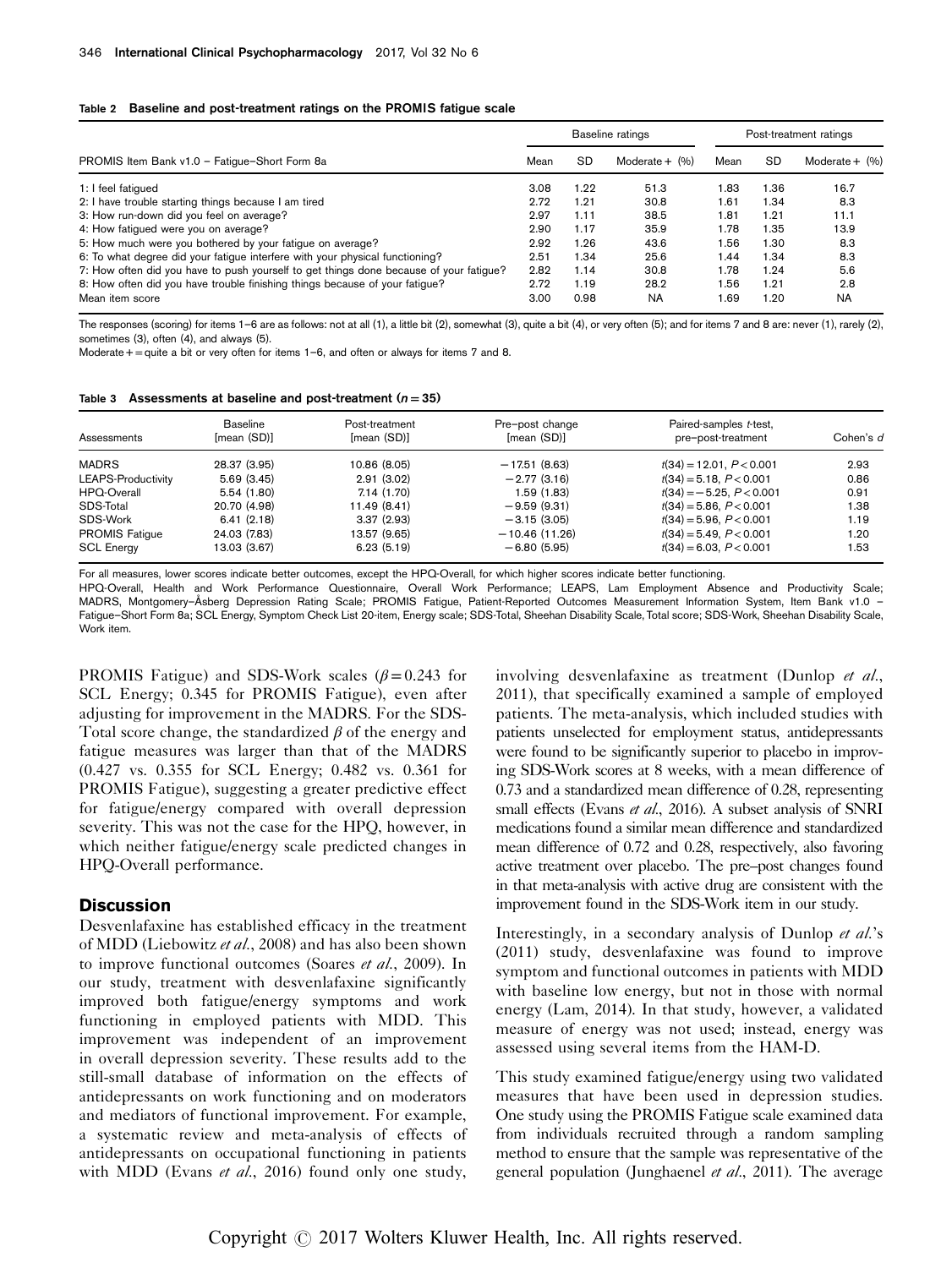**Table 2 Baseline and post-treatment ratings on the PROMIS fatigue scale**

| PROMIS Item Bank v1.0 – Fatigue–Short Form 8a | Baseline ratings | | | Post-treatment ratings | | |
|---|---|---|---|---|---|---|
| | Mean | SD | Moderate + (%) | Mean | SD | Moderate + (%) |
| 1: I feel fatigued | 3.08 | 1.22 | 51.3 | 1.83 | 1.36 | 16.7 |
| 2: I have trouble starting things because I am tired | 2.72 | 1.21 | 30.8 | 1.61 | 1.34 | 8.3 |
| 3: How run-down did you feel on average? | 2.97 | 1.11 | 38.5 | 1.81 | 1.21 | 11.1 |
| 4: How fatigued were you on average? | 2.90 | 1.17 | 35.9 | 1.78 | 1.35 | 13.9 |
| 5: How much were you bothered by your fatigue on average? | 2.92 | 1.26 | 43.6 | 1.56 | 1.30 | 8.3 |
| 6: To what degree did your fatigue interfere with your physical functioning? | 2.51 | 1.34 | 25.6 | 1.44 | 1.34 | 8.3 |
| 7: How often did you have to push yourself to get things done because of your fatigue? | 2.82 | 1.14 | 30.8 | 1.78 | 1.24 | 5.6 |
| 8: How often did you have trouble finishing things because of your fatigue? | 2.72 | 1.19 | 28.2 | 1.56 | 1.21 | 2.8 |
| Mean item score | 3.00 | 0.98 | NA | 1.69 | 1.20 | NA |

The responses (scoring) for items 1–6 are as follows: not at all (1), a little bit (2), somewhat (3), quite a bit (4), or very often (5); and for items 7 and 8 are: never (1), rarely (2), sometimes (3), often (4), and always (5).
Moderate + = quite a bit or very often for items 1–6, and often or always for items 7 and 8.

**Table 3 Assessments at baseline and post-treatment ($n = 35$)**

| Assessments | Baseline [mean (SD)] | Post-treatment [mean (SD)] | Pre–post change [mean (SD)] | Paired-samples t-test, pre–post-treatment | Cohen's d |
|---|---|---|---|---|---|
| MADRS | 28.37 (3.95) | 10.86 (8.05) | −17.51 (8.63) | $t(34) = 12.01$, $P < 0.001$ | 2.93 |
| LEAPS-Productivity | 5.69 (3.45) | 2.91 (3.02) | −2.77 (3.16) | $t(34) = 5.18$, $P < 0.001$ | 0.86 |
| HPQ-Overall | 5.54 (1.80) | 7.14 (1.70) | 1.59 (1.83) | $t(34) = -5.25$, $P < 0.001$ | 0.91 |
| SDS-Total | 20.70 (4.98) | 11.49 (8.41) | −9.59 (9.31) | $t(34) = 5.86$, $P < 0.001$ | 1.38 |
| SDS-Work | 6.41 (2.18) | 3.37 (2.93) | −3.15 (3.05) | $t(34) = 5.96$, $P < 0.001$ | 1.19 |
| PROMIS Fatigue | 24.03 (7.83) | 13.57 (9.65) | −10.46 (11.26) | $t(34) = 5.49$, $P < 0.001$ | 1.20 |
| SCL Energy | 13.03 (3.67) | 6.23 (5.19) | −6.80 (5.95) | $t(34) = 6.03$, $P < 0.001$ | 1.53 |

For all measures, lower scores indicate better outcomes, except the HPQ-Overall, for which higher scores indicate better functioning.
HPQ-Overall, Health and Work Performance Questionnaire, Overall Work Performance; LEAPS, Lam Employment Absence and Productivity Scale; MADRS, Montgomery–Åsberg Depression Rating Scale; PROMIS Fatigue, Patient-Reported Outcomes Measurement Information System, Item Bank v1.0 – Fatigue–Short Form 8a; SCL Energy, Symptom Check List 20-item, Energy scale; SDS-Total, Sheehan Disability Scale, Total score; SDS-Work, Sheehan Disability Scale, Work item.

PROMIS Fatigue) and SDS-Work scales ($\beta = 0.243$ for SCL Energy; 0.345 for PROMIS Fatigue), even after adjusting for improvement in the MADRS. For the SDS-Total score change, the standardized $\beta$ of the energy and fatigue measures was larger than that of the MADRS (0.427 vs. 0.355 for SCL Energy; 0.482 vs. 0.361 for PROMIS Fatigue), suggesting a greater predictive effect for fatigue/energy compared with overall depression severity. This was not the case for the HPQ, however, in which neither fatigue/energy scale predicted changes in HPQ-Overall performance.

## Discussion

Desvenlafaxine has established efficacy in the treatment of MDD (Liebowitz *et al.*, 2008) and has also been shown to improve functional outcomes (Soares *et al.*, 2009). In our study, treatment with desvenlafaxine significantly improved both fatigue/energy symptoms and work functioning in employed patients with MDD. This improvement was independent of an improvement in overall depression severity. These results add to the still-small database of information on the effects of antidepressants on work functioning and on moderators and mediators of functional improvement. For example, a systematic review and meta-analysis of effects of antidepressants on occupational functioning in patients with MDD (Evans *et al.*, 2016) found only one study, involving desvenlafaxine as treatment (Dunlop *et al.*, 2011), that specifically examined a sample of employed patients. The meta-analysis, which included studies with patients unselected for employment status, antidepressants were found to be significantly superior to placebo in improving SDS-Work scores at 8 weeks, with a mean difference of 0.73 and a standardized mean difference of 0.28, representing small effects (Evans *et al.*, 2016). A subset analysis of SNRI medications found a similar mean difference and standardized mean difference of 0.72 and 0.28, respectively, also favoring active treatment over placebo. The pre–post changes found in that meta-analysis with active drug are consistent with the improvement found in the SDS-Work item in our study.

Interestingly, in a secondary analysis of Dunlop *et al.*'s (2011) study, desvenlafaxine was found to improve symptom and functional outcomes in patients with MDD with baseline low energy, but not in those with normal energy (Lam, 2014). In that study, however, a validated measure of energy was not used; instead, energy was assessed using several items from the HAM-D.

This study examined fatigue/energy using two validated measures that have been used in depression studies. One study using the PROMIS Fatigue scale examined data from individuals recruited through a random sampling method to ensure that the sample was representative of the general population (Junghaenel *et al.*, 2011). The average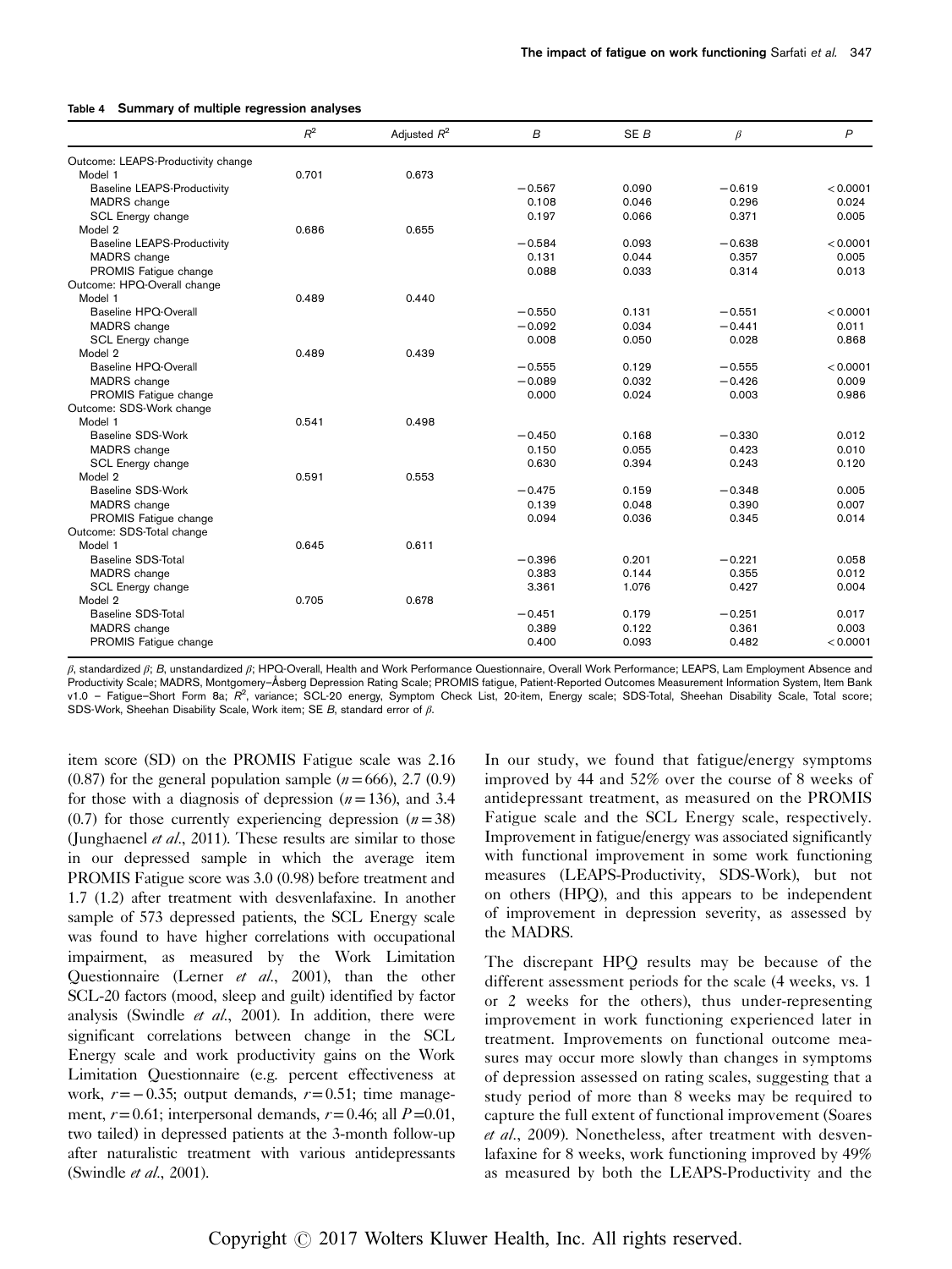**Table 4 Summary of multiple regression analyses**

| | $R^2$ | Adjusted $R^2$ | $B$ | SE $B$ | $\beta$ | $P$ |
|---|---|---|---|---|---|---|
| Outcome: LEAPS-Productivity change | | | | | | |
| Model 1 | 0.701 | 0.673 | | | | |
| Baseline LEAPS-Productivity | | | −0.567 | 0.090 | −0.619 | < 0.0001 |
| MADRS change | | | 0.108 | 0.046 | 0.296 | 0.024 |
| SCL Energy change | | | 0.197 | 0.066 | 0.371 | 0.005 |
| Model 2 | 0.686 | 0.655 | | | | |
| Baseline LEAPS-Productivity | | | −0.584 | 0.093 | −0.638 | < 0.0001 |
| MADRS change | | | 0.131 | 0.044 | 0.357 | 0.005 |
| PROMIS Fatigue change | | | 0.088 | 0.033 | 0.314 | 0.013 |
| Outcome: HPQ-Overall change | | | | | | |
| Model 1 | 0.489 | 0.440 | | | | |
| Baseline HPQ-Overall | | | −0.550 | 0.131 | −0.551 | < 0.0001 |
| MADRS change | | | −0.092 | 0.034 | −0.441 | 0.011 |
| SCL Energy change | | | 0.008 | 0.050 | 0.028 | 0.868 |
| Model 2 | 0.489 | 0.439 | | | | |
| Baseline HPQ-Overall | | | −0.555 | 0.129 | −0.555 | < 0.0001 |
| MADRS change | | | −0.089 | 0.032 | −0.426 | 0.009 |
| PROMIS Fatigue change | | | 0.000 | 0.024 | 0.003 | 0.986 |
| Outcome: SDS-Work change | | | | | | |
| Model 1 | 0.541 | 0.498 | | | | |
| Baseline SDS-Work | | | −0.450 | 0.168 | −0.330 | 0.012 |
| MADRS change | | | 0.150 | 0.055 | 0.423 | 0.010 |
| SCL Energy change | | | 0.630 | 0.394 | 0.243 | 0.120 |
| Model 2 | 0.591 | 0.553 | | | | |
| Baseline SDS-Work | | | −0.475 | 0.159 | −0.348 | 0.005 |
| MADRS change | | | 0.139 | 0.048 | 0.390 | 0.007 |
| PROMIS Fatigue change | | | 0.094 | 0.036 | 0.345 | 0.014 |
| Outcome: SDS-Total change | | | | | | |
| Model 1 | 0.645 | 0.611 | | | | |
| Baseline SDS-Total | | | −0.396 | 0.201 | −0.221 | 0.058 |
| MADRS change | | | 0.383 | 0.144 | 0.355 | 0.012 |
| SCL Energy change | | | 3.361 | 1.076 | 0.427 | 0.004 |
| Model 2 | 0.705 | 0.678 | | | | |
| Baseline SDS-Total | | | −0.451 | 0.179 | −0.251 | 0.017 |
| MADRS change | | | 0.389 | 0.122 | 0.361 | 0.003 |
| PROMIS Fatigue change | | | 0.400 | 0.093 | 0.482 | < 0.0001 |

$\beta$, standardized $\beta$; $B$, unstandardized $\beta$; HPQ-Overall, Health and Work Performance Questionnaire, Overall Work Performance; LEAPS, Lam Employment Absence and Productivity Scale; MADRS, Montgomery–Åsberg Depression Rating Scale; PROMIS fatigue, Patient-Reported Outcomes Measurement Information System, Item Bank v1.0 – Fatigue–Short Form 8a; $R^2$, variance; SCL-20 energy, Symptom Check List, 20-item, Energy scale; SDS-Total, Sheehan Disability Scale, Total score; SDS-Work, Sheehan Disability Scale, Work item; SE $B$, standard error of $\beta$.

item score (SD) on the PROMIS Fatigue scale was 2.16 (0.87) for the general population sample ($n = 666$), 2.7 (0.9) for those with a diagnosis of depression ($n = 136$), and 3.4 (0.7) for those currently experiencing depression ($n = 38$) (Junghaenel *et al*., 2011). These results are similar to those in our depressed sample in which the average item PROMIS Fatigue score was 3.0 (0.98) before treatment and 1.7 (1.2) after treatment with desvenlafaxine. In another sample of 573 depressed patients, the SCL Energy scale was found to have higher correlations with occupational impairment, as measured by the Work Limitation Questionnaire (Lerner *et al*., 2001), than the other SCL-20 factors (mood, sleep and guilt) identified by factor analysis (Swindle *et al*., 2001). In addition, there were significant correlations between change in the SCL Energy scale and work productivity gains on the Work Limitation Questionnaire (e.g. percent effectiveness at work, $r = -0.35$; output demands, $r = 0.51$; time management, $r = 0.61$; interpersonal demands, $r = 0.46$; all $P = 0.01$, two tailed) in depressed patients at the 3-month follow-up after naturalistic treatment with various antidepressants (Swindle *et al*., 2001).

In our study, we found that fatigue/energy symptoms improved by 44 and 52% over the course of 8 weeks of antidepressant treatment, as measured on the PROMIS Fatigue scale and the SCL Energy scale, respectively. Improvement in fatigue/energy was associated significantly with functional improvement in some work functioning measures (LEAPS-Productivity, SDS-Work), but not on others (HPQ), and this appears to be independent of improvement in depression severity, as assessed by the MADRS.

The discrepant HPQ results may be because of the different assessment periods for the scale (4 weeks, vs. 1 or 2 weeks for the others), thus under-representing improvement in work functioning experienced later in treatment. Improvements on functional outcome measures may occur more slowly than changes in symptoms of depression assessed on rating scales, suggesting that a study period of more than 8 weeks may be required to capture the full extent of functional improvement (Soares *et al*., 2009). Nonetheless, after treatment with desvenlafaxine for 8 weeks, work functioning improved by 49% as measured by both the LEAPS-Productivity and the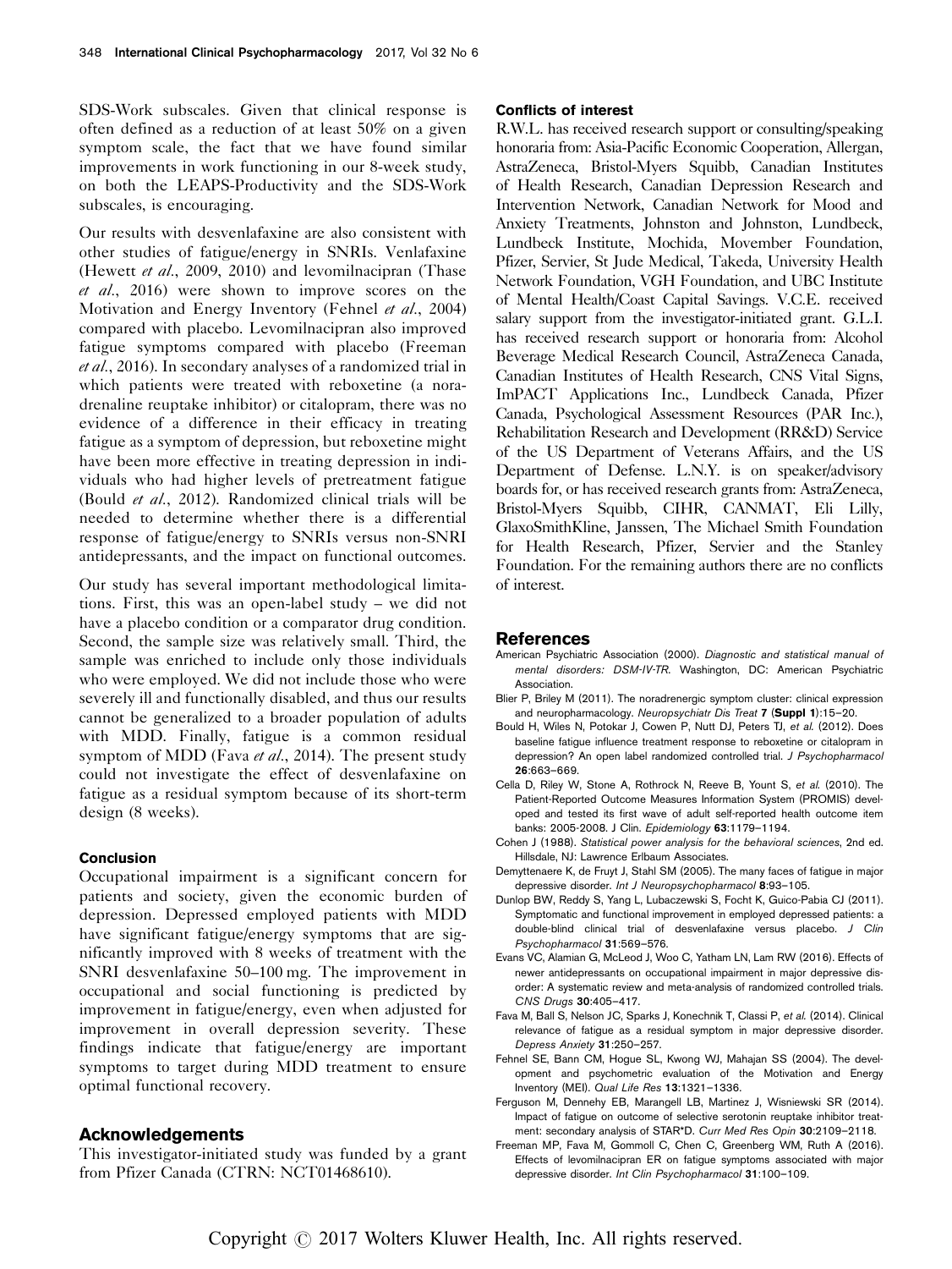SDS-Work subscales. Given that clinical response is often defined as a reduction of at least 50% on a given symptom scale, the fact that we have found similar improvements in work functioning in our 8-week study, on both the LEAPS-Productivity and the SDS-Work subscales, is encouraging.

Our results with desvenlafaxine are also consistent with other studies of fatigue/energy in SNRIs. Venlafaxine (Hewett *et al*., 2009, 2010) and levomilnacipran (Thase *et al*., 2016) were shown to improve scores on the Motivation and Energy Inventory (Fehnel *et al*., 2004) compared with placebo. Levomilnacipran also improved fatigue symptoms compared with placebo (Freeman *et al*., 2016). In secondary analyses of a randomized trial in which patients were treated with reboxetine (a noradrenaline reuptake inhibitor) or citalopram, there was no evidence of a difference in their efficacy in treating fatigue as a symptom of depression, but reboxetine might have been more effective in treating depression in individuals who had higher levels of pretreatment fatigue (Bould *et al*., 2012). Randomized clinical trials will be needed to determine whether there is a differential response of fatigue/energy to SNRIs versus non-SNRI antidepressants, and the impact on functional outcomes.

Our study has several important methodological limitations. First, this was an open-label study – we did not have a placebo condition or a comparator drug condition. Second, the sample size was relatively small. Third, the sample was enriched to include only those individuals who were employed. We did not include those who were severely ill and functionally disabled, and thus our results cannot be generalized to a broader population of adults with MDD. Finally, fatigue is a common residual symptom of MDD (Fava *et al*., 2014). The present study could not investigate the effect of desvenlafaxine on fatigue as a residual symptom because of its short-term design (8 weeks).

### Conclusion

Occupational impairment is a significant concern for patients and society, given the economic burden of depression. Depressed employed patients with MDD have significant fatigue/energy symptoms that are significantly improved with 8 weeks of treatment with the SNRI desvenlafaxine 50–100 mg. The improvement in occupational and social functioning is predicted by improvement in fatigue/energy, even when adjusted for improvement in overall depression severity. These findings indicate that fatigue/energy are important symptoms to target during MDD treatment to ensure optimal functional recovery.

## Acknowledgements

This investigator-initiated study was funded by a grant from Pfizer Canada (CTRN: NCT01468610).

### Conflicts of interest

R.W.L. has received research support or consulting/speaking honoraria from: Asia-Pacific Economic Cooperation, Allergan, AstraZeneca, Bristol-Myers Squibb, Canadian Institutes of Health Research, Canadian Depression Research and Intervention Network, Canadian Network for Mood and Anxiety Treatments, Johnston and Johnston, Lundbeck, Lundbeck Institute, Mochida, Movember Foundation, Pfizer, Servier, St Jude Medical, Takeda, University Health Network Foundation, VGH Foundation, and UBC Institute of Mental Health/Coast Capital Savings. V.C.E. received salary support from the investigator-initiated grant. G.L.I. has received research support or honoraria from: Alcohol Beverage Medical Research Council, AstraZeneca Canada, Canadian Institutes of Health Research, CNS Vital Signs, ImPACT Applications Inc., Lundbeck Canada, Pfizer Canada, Psychological Assessment Resources (PAR Inc.), Rehabilitation Research and Development (RR&D) Service of the US Department of Veterans Affairs, and the US Department of Defense. L.N.Y. is on speaker/advisory boards for, or has received research grants from: AstraZeneca, Bristol-Myers Squibb, CIHR, CANMAT, Eli Lilly, GlaxoSmithKline, Janssen, The Michael Smith Foundation for Health Research, Pfizer, Servier and the Stanley Foundation. For the remaining authors there are no conflicts of interest.

## References

American Psychiatric Association (2000). *Diagnostic and statistical manual of mental disorders: DSM-IV-TR*. Washington, DC: American Psychiatric Association.

Blier P, Briley M (2011). The noradrenergic symptom cluster: clinical expression and neuropharmacology. *Neuropsychiatr Dis Treat* **7** (**Suppl 1**):15–20.

Bould H, Wiles N, Potokar J, Cowen P, Nutt DJ, Peters TJ, *et al*. (2012). Does baseline fatigue influence treatment response to reboxetine or citalopram in depression? An open label randomized controlled trial. *J Psychopharmacol* **26**:663–669.

Cella D, Riley W, Stone A, Rothrock N, Reeve B, Yount S, *et al*. (2010). The Patient-Reported Outcome Measures Information System (PROMIS) developed and tested its first wave of adult self-reported health outcome item banks: 2005-2008. J Clin. *Epidemiology* **63**:1179–1194.

Cohen J (1988). *Statistical power analysis for the behavioral sciences*, 2nd ed. Hillsdale, NJ: Lawrence Erlbaum Associates.

Demyttenaere K, de Fruyt J, Stahl SM (2005). The many faces of fatigue in major depressive disorder. *Int J Neuropsychopharmacol* **8**:93–105.

Dunlop BW, Reddy S, Yang L, Lubaczewski S, Focht K, Guico-Pabia CJ (2011). Symptomatic and functional improvement in employed depressed patients: a double-blind clinical trial of desvenlafaxine versus placebo. *J Clin Psychopharmacol* **31**:569–576.

Evans VC, Alamian G, McLeod J, Woo C, Yatham LN, Lam RW (2016). Effects of newer antidepressants on occupational impairment in major depressive disorder: A systematic review and meta-analysis of randomized controlled trials. *CNS Drugs* **30**:405–417.

Fava M, Ball S, Nelson JC, Sparks J, Konechnik T, Classi P, *et al*. (2014). Clinical relevance of fatigue as a residual symptom in major depressive disorder. *Depress Anxiety* **31**:250–257.

Fehnel SE, Bann CM, Hogue SL, Kwong WJ, Mahajan SS (2004). The development and psychometric evaluation of the Motivation and Energy Inventory (MEI). *Qual Life Res* **13**:1321–1336.

Ferguson M, Dennehy EB, Marangell LB, Martinez J, Wisniewski SR (2014). Impact of fatigue on outcome of selective serotonin reuptake inhibitor treatment: secondary analysis of STAR*D. *Curr Med Res Opin* **30**:2109–2118.

Freeman MP, Fava M, Gommoll C, Chen C, Greenberg WM, Ruth A (2016). Effects of levomilnacipran ER on fatigue symptoms associated with major depressive disorder. *Int Clin Psychopharmacol* **31**:100–109.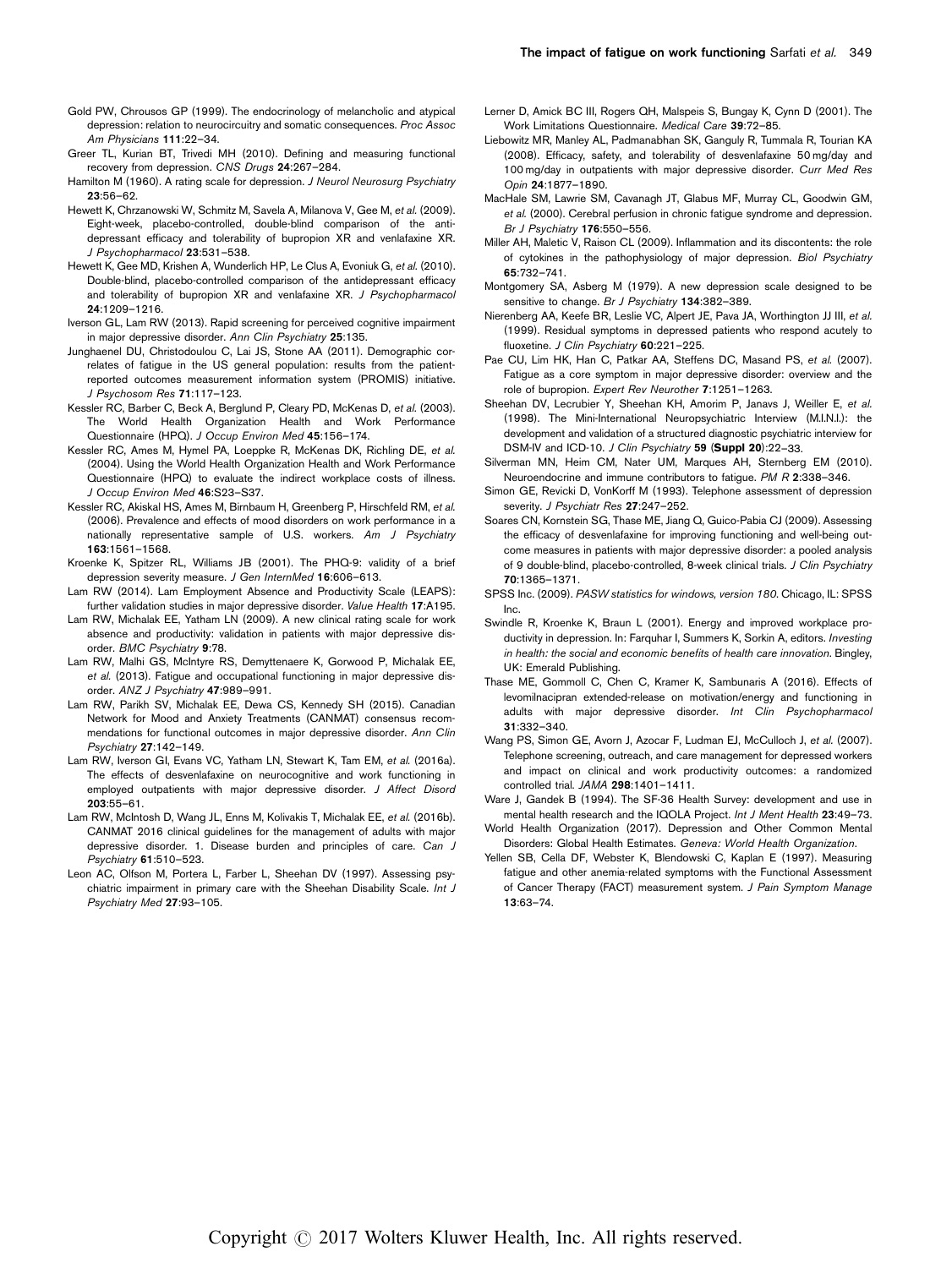Gold PW, Chrousos GP (1999). The endocrinology of melancholic and atypical depression: relation to neurocircuitry and somatic consequences. *Proc Assoc Am Physicians* **111**:22–34.

Greer TL, Kurian BT, Trivedi MH (2010). Defining and measuring functional recovery from depression. *CNS Drugs* **24**:267–284.

Hamilton M (1960). A rating scale for depression. *J Neurol Neurosurg Psychiatry* **23**:56–62.

Hewett K, Chrzanowski W, Schmitz M, Savela A, Milanova V, Gee M, *et al.* (2009). Eight-week, placebo-controlled, double-blind comparison of the antidepressant efficacy and tolerability of bupropion XR and venlafaxine XR. *J Psychopharmacol* **23**:531–538.

Hewett K, Gee MD, Krishen A, Wunderlich HP, Le Clus A, Evoniuk G, *et al.* (2010). Double-blind, placebo-controlled comparison of the antidepressant efficacy and tolerability of bupropion XR and venlafaxine XR. *J Psychopharmacol* **24**:1209–1216.

Iverson GL, Lam RW (2013). Rapid screening for perceived cognitive impairment in major depressive disorder. *Ann Clin Psychiatry* **25**:135.

Junghaenel DU, Christodoulou C, Lai JS, Stone AA (2011). Demographic correlates of fatigue in the US general population: results from the patient-reported outcomes measurement information system (PROMIS) initiative. *J Psychosom Res* **71**:117–123.

Kessler RC, Barber C, Beck A, Berglund P, Cleary PD, McKenas D, *et al.* (2003). The World Health Organization Health and Work Performance Questionnaire (HPQ). *J Occup Environ Med* **45**:156–174.

Kessler RC, Ames M, Hymel PA, Loeppke R, McKenas DK, Richling DE, *et al.* (2004). Using the World Health Organization Health and Work Performance Questionnaire (HPQ) to evaluate the indirect workplace costs of illness. *J Occup Environ Med* **46**:S23–S37.

Kessler RC, Akiskal HS, Ames M, Birnbaum H, Greenberg P, Hirschfeld RM, *et al.* (2006). Prevalence and effects of mood disorders on work performance in a nationally representative sample of U.S. workers. *Am J Psychiatry* **163**:1561–1568.

Kroenke K, Spitzer RL, Williams JB (2001). The PHQ-9: validity of a brief depression severity measure. *J Gen InternMed* **16**:606–613.

Lam RW (2014). Lam Employment Absence and Productivity Scale (LEAPS): further validation studies in major depressive disorder. *Value Health* **17**:A195.

Lam RW, Michalak EE, Yatham LN (2009). A new clinical rating scale for work absence and productivity: validation in patients with major depressive disorder. *BMC Psychiatry* **9**:78.

Lam RW, Malhi GS, McIntyre RS, Demyttenaere K, Gorwood P, Michalak EE, *et al.* (2013). Fatigue and occupational functioning in major depressive disorder. *ANZ J Psychiatry* **47**:989–991.

Lam RW, Parikh SV, Michalak EE, Dewa CS, Kennedy SH (2015). Canadian Network for Mood and Anxiety Treatments (CANMAT) consensus recommendations for functional outcomes in major depressive disorder. *Ann Clin Psychiatry* **27**:142–149.

Lam RW, Iverson GI, Evans VC, Yatham LN, Stewart K, Tam EM, *et al.* (2016a). The effects of desvenlafaxine on neurocognitive and work functioning in employed outpatients with major depressive disorder. *J Affect Disord* **203**:55–61.

Lam RW, McIntosh D, Wang JL, Enns M, Kolivakis T, Michalak EE, *et al.* (2016b). CANMAT 2016 clinical guidelines for the management of adults with major depressive disorder. 1. Disease burden and principles of care. *Can J Psychiatry* **61**:510–523.

Leon AC, Olfson M, Portera L, Farber L, Sheehan DV (1997). Assessing psychiatric impairment in primary care with the Sheehan Disability Scale. *Int J Psychiatry Med* **27**:93–105.

Lerner D, Amick BC III, Rogers QH, Malspeis S, Bungay K, Cynn D (2001). The Work Limitations Questionnaire. *Medical Care* **39**:72–85.

Liebowitz MR, Manley AL, Padmanabhan SK, Ganguly R, Tummala R, Tourian KA (2008). Efficacy, safety, and tolerability of desvenlafaxine 50 mg/day and 100 mg/day in outpatients with major depressive disorder. *Curr Med Res Opin* **24**:1877–1890.

MacHale SM, Lawrie SM, Cavanagh JT, Glabus MF, Murray CL, Goodwin GM, *et al.* (2000). Cerebral perfusion in chronic fatigue syndrome and depression. *Br J Psychiatry* **176**:550–556.

Miller AH, Maletic V, Raison CL (2009). Inflammation and its discontents: the role of cytokines in the pathophysiology of major depression. *Biol Psychiatry* **65**:732–741.

Montgomery SA, Asberg M (1979). A new depression scale designed to be sensitive to change. *Br J Psychiatry* **134**:382–389.

Nierenberg AA, Keefe BR, Leslie VC, Alpert JE, Pava JA, Worthington JJ III, *et al.* (1999). Residual symptoms in depressed patients who respond acutely to fluoxetine. *J Clin Psychiatry* **60**:221–225.

Pae CU, Lim HK, Han C, Patkar AA, Steffens DC, Masand PS, *et al.* (2007). Fatigue as a core symptom in major depressive disorder: overview and the role of bupropion. *Expert Rev Neurother* **7**:1251–1263.

Sheehan DV, Lecrubier Y, Sheehan KH, Amorim P, Janavs J, Weiller E, *et al.* (1998). The Mini-International Neuropsychiatric Interview (M.I.N.I.): the development and validation of a structured diagnostic psychiatric interview for DSM-IV and ICD-10. *J Clin Psychiatry* **59** (**Suppl 20**):22–33.

Silverman MN, Heim CM, Nater UM, Marques AH, Sternberg EM (2010). Neuroendocrine and immune contributors to fatigue. *PM R* **2**:338–346.

Simon GE, Revicki D, VonKorff M (1993). Telephone assessment of depression severity. *J Psychiatr Res* **27**:247–252.

Soares CN, Kornstein SG, Thase ME, Jiang Q, Guico-Pabia CJ (2009). Assessing the efficacy of desvenlafaxine for improving functioning and well-being outcome measures in patients with major depressive disorder: a pooled analysis of 9 double-blind, placebo-controlled, 8-week clinical trials. *J Clin Psychiatry* **70**:1365–1371.

SPSS Inc. (2009). *PASW statistics for windows, version 18.0*. Chicago, IL: SPSS Inc.

Swindle R, Kroenke K, Braun L (2001). Energy and improved workplace productivity in depression. In: Farquhar I, Summers K, Sorkin A, editors. *Investing in health: the social and economic benefits of health care innovation*. Bingley, UK: Emerald Publishing.

Thase ME, Gommoll C, Chen C, Kramer K, Sambunaris A (2016). Effects of levomilnacipran extended-release on motivation/energy and functioning in adults with major depressive disorder. *Int Clin Psychopharmacol* **31**:332–340.

Wang PS, Simon GE, Avorn J, Azocar F, Ludman EJ, McCulloch J, *et al.* (2007). Telephone screening, outreach, and care management for depressed workers and impact on clinical and work productivity outcomes: a randomized controlled trial. *JAMA* **298**:1401–1411.

Ware J, Gandek B (1994). The SF-36 Health Survey: development and use in mental health research and the IQOLA Project. *Int J Ment Health* **23**:49–73.

World Health Organization (2017). Depression and Other Common Mental Disorders: Global Health Estimates. *Geneva: World Health Organization*.

Yellen SB, Cella DF, Webster K, Blendowski C, Kaplan E (1997). Measuring fatigue and other anemia-related symptoms with the Functional Assessment of Cancer Therapy (FACT) measurement system. *J Pain Symptom Manage* **13**:63–74.